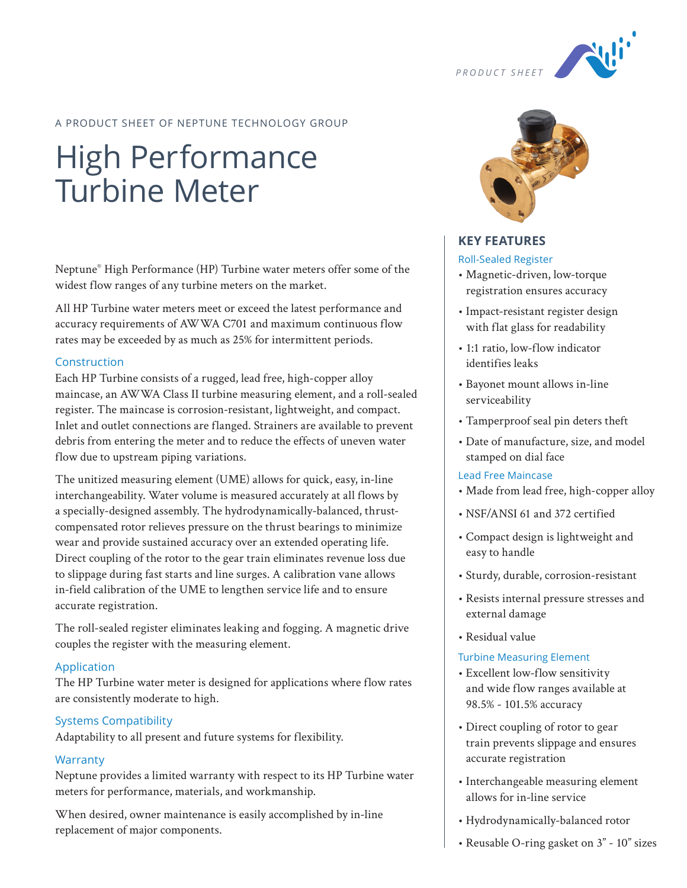PRODUCT SHEET

A PRODUCT SHEET OF NEPTUNE TECHNOLOGY GROUP

# High Performance Turbine Meter

Neptune® High Performance (HP) Turbine water meters offer some of the widest flow ranges of any turbine meters on the market.

All HP Turbine water meters meet or exceed the latest performance and accuracy requirements of AWWA C701 and maximum continuous flow rates may be exceeded by as much as 25% for intermittent periods.

## Construction

Each HP Turbine consists of a rugged, lead free, high-copper alloy maincase, an AWWA Class II turbine measuring element, and a roll-sealed register. The maincase is corrosion-resistant, lightweight, and compact. Inlet and outlet connections are flanged. Strainers are available to prevent debris from entering the meter and to reduce the effects of uneven water flow due to upstream piping variations.

The unitized measuring element (UME) allows for quick, easy, in-line interchangeability. Water volume is measured accurately at all flows by a specially-designed assembly. The hydrodynamically-balanced, thrust-compensated rotor relieves pressure on the thrust bearings to minimize wear and provide sustained accuracy over an extended operating life. Direct coupling of the rotor to the gear train eliminates revenue loss due to slippage during fast starts and line surges. A calibration vane allows in-field calibration of the UME to lengthen service life and to ensure accurate registration.

The roll-sealed register eliminates leaking and fogging. A magnetic drive couples the register with the measuring element.

## Application

The HP Turbine water meter is designed for applications where flow rates are consistently moderate to high.

## Systems Compatibility

Adaptability to all present and future systems for flexibility.

## Warranty

Neptune provides a limited warranty with respect to its HP Turbine water meters for performance, materials, and workmanship.

When desired, owner maintenance is easily accomplished by in-line replacement of major components.

## KEY FEATURES

### Roll-Sealed Register

- Magnetic-driven, low-torque registration ensures accuracy
- Impact-resistant register design with flat glass for readability
- 1:1 ratio, low-flow indicator identifies leaks
- Bayonet mount allows in-line serviceability
- Tamperproof seal pin deters theft
- Date of manufacture, size, and model stamped on dial face

### Lead Free Maincase

- Made from lead free, high-copper alloy
- NSF/ANSI 61 and 372 certified
- Compact design is lightweight and easy to handle
- Sturdy, durable, corrosion-resistant
- Resists internal pressure stresses and external damage
- Residual value

### Turbine Measuring Element

- Excellent low-flow sensitivity and wide flow ranges available at 98.5% - 101.5% accuracy
- Direct coupling of rotor to gear train prevents slippage and ensures accurate registration
- Interchangeable measuring element allows for in-line service
- Hydrodynamically-balanced rotor
- Reusable O-ring gasket on 3" - 10" sizes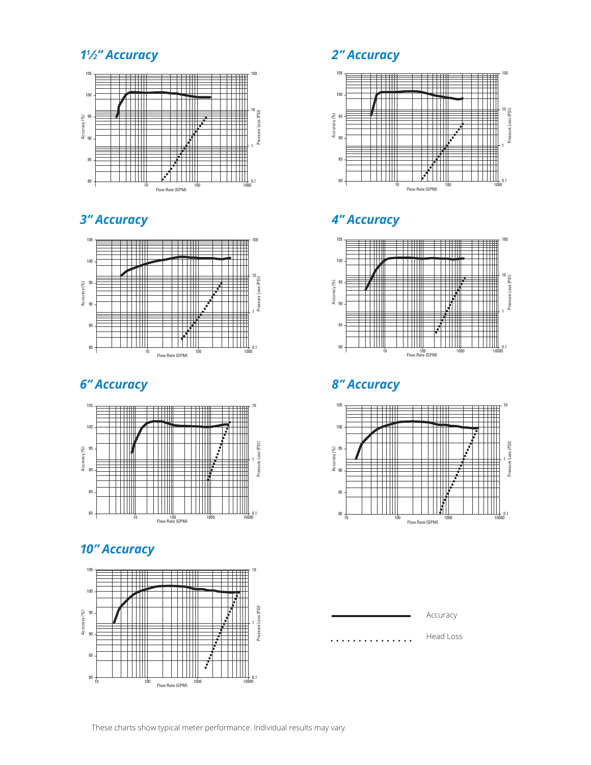## 1½" Accuracy

## 2" Accuracy

## 3" Accuracy

## 4" Accuracy

## 6" Accuracy

## 8" Accuracy

## 10" Accuracy

Accuracy

Head Loss

These charts show typical meter performance. Individual results may vary.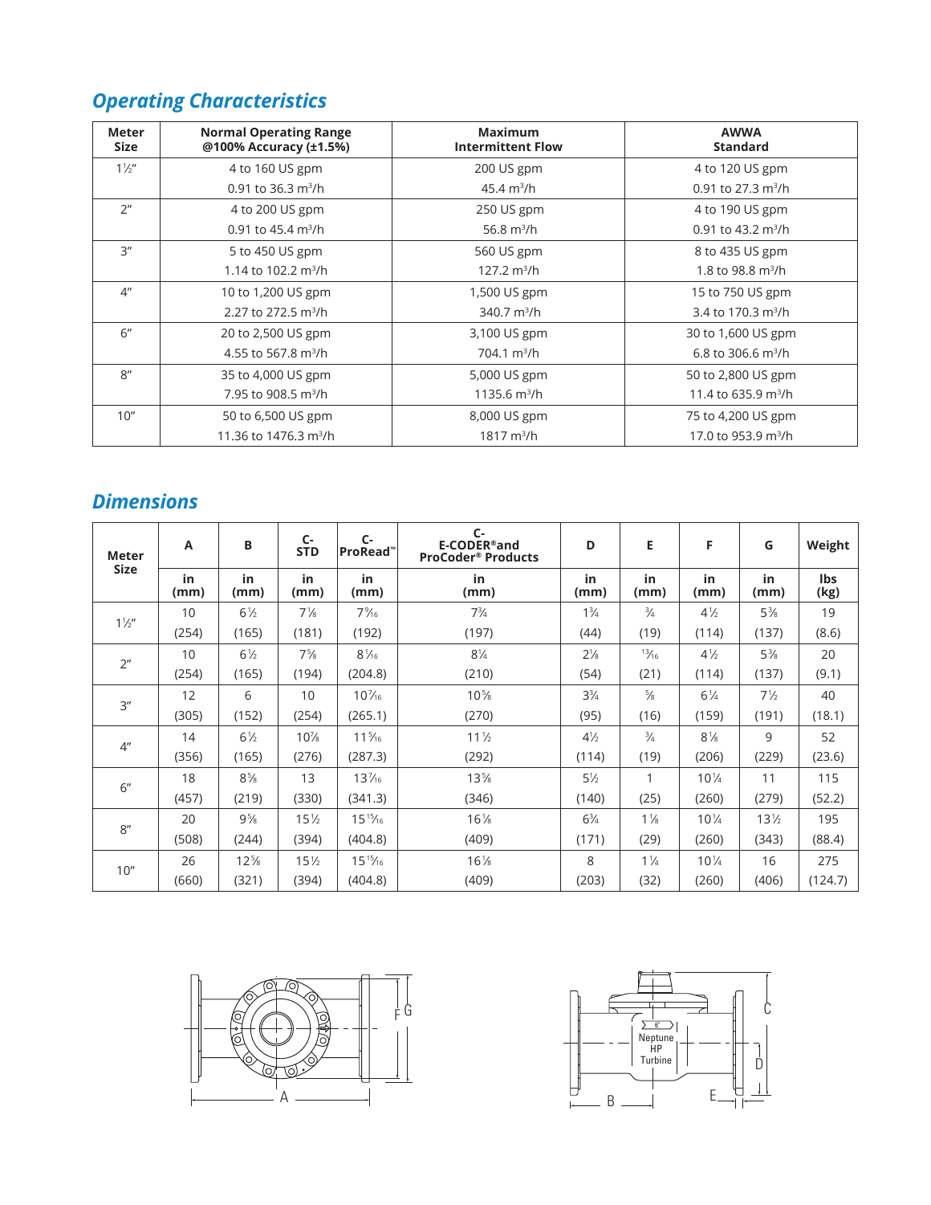## *Operating Characteristics*

| Meter Size | Normal Operating Range @100% Accuracy (±1.5%) | Maximum Intermittent Flow | AWWA Standard |
|---|---|---|---|
| 1½″ | 4 to 160 US gpm<br>0.91 to 36.3 m³/h | 200 US gpm<br>45.4 m³/h | 4 to 120 US gpm<br>0.91 to 27.3 m³/h |
| 2″ | 4 to 200 US gpm<br>0.91 to 45.4 m³/h | 250 US gpm<br>56.8 m³/h | 4 to 190 US gpm<br>0.91 to 43.2 m³/h |
| 3″ | 5 to 450 US gpm<br>1.14 to 102.2 m³/h | 560 US gpm<br>127.2 m³/h | 8 to 435 US gpm<br>1.8 to 98.8 m³/h |
| 4″ | 10 to 1,200 US gpm<br>2.27 to 272.5 m³/h | 1,500 US gpm<br>340.7 m³/h | 15 to 750 US gpm<br>3.4 to 170.3 m³/h |
| 6″ | 20 to 2,500 US gpm<br>4.55 to 567.8 m³/h | 3,100 US gpm<br>704.1 m³/h | 30 to 1,600 US gpm<br>6.8 to 306.6 m³/h |
| 8″ | 35 to 4,000 US gpm<br>7.95 to 908.5 m³/h | 5,000 US gpm<br>1135.6 m³/h | 50 to 2,800 US gpm<br>11.4 to 635.9 m³/h |
| 10″ | 50 to 6,500 US gpm<br>11.36 to 1476.3 m³/h | 8,000 US gpm<br>1817 m³/h | 75 to 4,200 US gpm<br>17.0 to 953.9 m³/h |

## *Dimensions*

| Meter Size | A | B | C-STD | C-ProRead™ | C-E-CODER®and ProCoder® Products | D | E | F | G | Weight |
|---|---|---|---|---|---|---|---|---|---|---|
| | in (mm) | in (mm) | in (mm) | in (mm) | in (mm) | in (mm) | in (mm) | in (mm) | in (mm) | lbs (kg) |
| 1½″ | 10<br>(254) | 6½<br>(165) | 7⅛<br>(181) | 7 9/16<br>(192) | 7¾<br>(197) | 1¾<br>(44) | ¾<br>(19) | 4½<br>(114) | 5⅜<br>(137) | 19<br>(8.6) |
| 2″ | 10<br>(254) | 6½<br>(165) | 7⅝<br>(194) | 8 1/16<br>(204.8) | 8¼<br>(210) | 2⅛<br>(54) | 13/16<br>(21) | 4½<br>(114) | 5⅜<br>(137) | 20<br>(9.1) |
| 3″ | 12<br>(305) | 6<br>(152) | 10<br>(254) | 10 7/16<br>(265.1) | 10⅝<br>(270) | 3¾<br>(95) | ⅝<br>(16) | 6¼<br>(159) | 7½<br>(191) | 40<br>(18.1) |
| 4″ | 14<br>(356) | 6½<br>(165) | 10⅞<br>(276) | 11 5/16<br>(287.3) | 11½<br>(292) | 4½<br>(114) | ¾<br>(19) | 8⅛<br>(206) | 9<br>(229) | 52<br>(23.6) |
| 6″ | 18<br>(457) | 8⅝<br>(219) | 13<br>(330) | 13 7/16<br>(341.3) | 13⅝<br>(346) | 5½<br>(140) | 1<br>(25) | 10¼<br>(260) | 11<br>(279) | 115<br>(52.2) |
| 8″ | 20<br>(508) | 9⅝<br>(244) | 15½<br>(394) | 15 15/16<br>(404.8) | 16⅛<br>(409) | 6¾<br>(171) | 1⅛<br>(29) | 10¼<br>(260) | 13½<br>(343) | 195<br>(88.4) |
| 10″ | 26<br>(660) | 12⅝<br>(321) | 15½<br>(394) | 15 15/16<br>(404.8) | 16⅛<br>(409) | 8<br>(203) | 1¼<br>(32) | 10¼<br>(260) | 16<br>(406) | 275<br>(124.7) |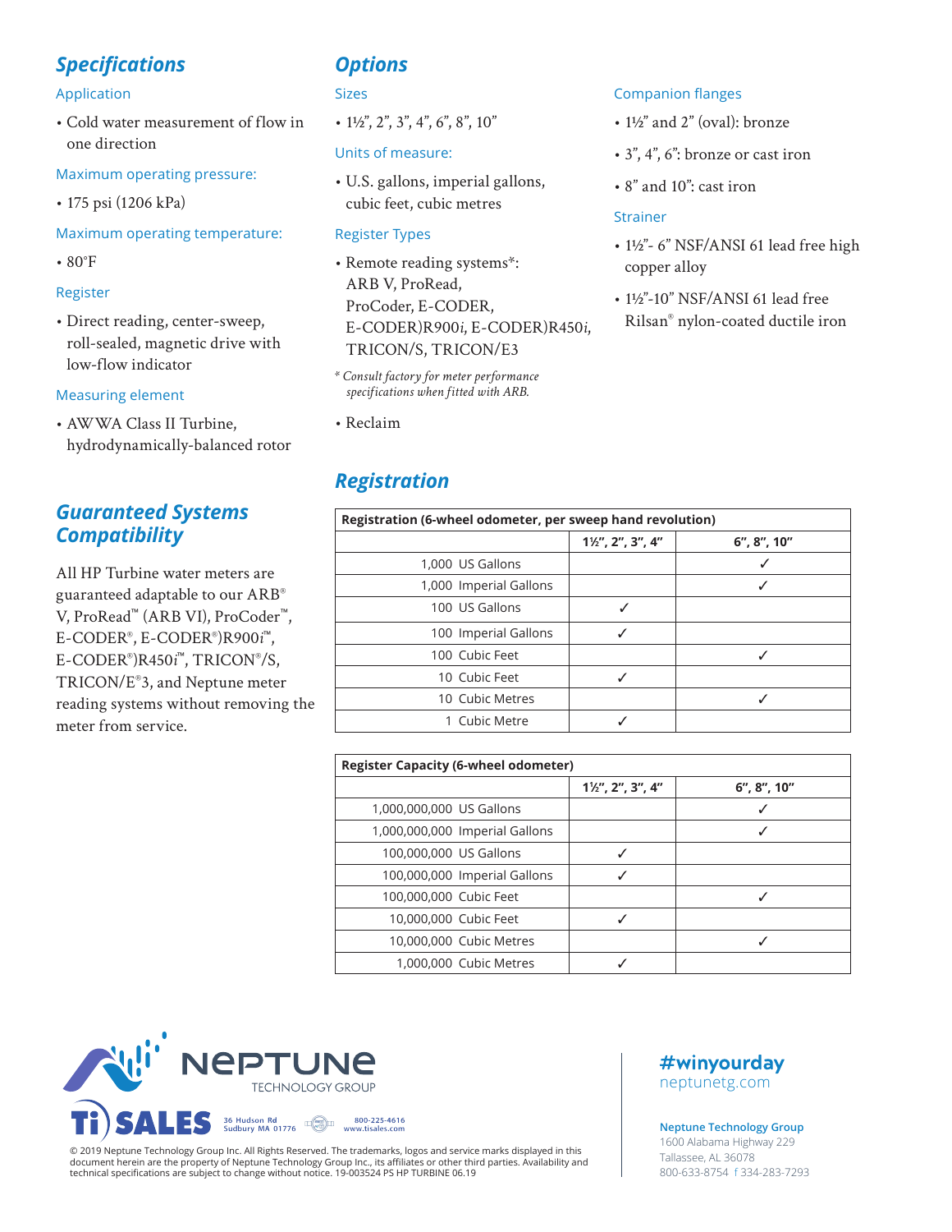## *Specifications*

### Application

- Cold water measurement of flow in one direction

### Maximum operating pressure:

- 175 psi (1206 kPa)

### Maximum operating temperature:

- 80°F

### Register

- Direct reading, center-sweep, roll-sealed, magnetic drive with low-flow indicator

### Measuring element

- AWWA Class II Turbine, hydrodynamically-balanced rotor

## *Guaranteed Systems Compatibility*

All HP Turbine water meters are guaranteed adaptable to our ARB® V, ProRead™ (ARB VI), ProCoder™, E-CODER®, E-CODER®)R900*i*™, E-CODER®)R450*i*™, TRICON®/S, TRICON/E®3, and Neptune meter reading systems without removing the meter from service.

## *Options*

### Sizes

- 1½", 2", 3", 4", 6", 8", 10"

### Units of measure:

- U.S. gallons, imperial gallons, cubic feet, cubic metres

### Register Types

- Remote reading systems*: ARB V, ProRead, ProCoder, E-CODER, E-CODER)R900*i*, E-CODER)R450*i*, TRICON/S, TRICON/E3

*\* Consult factory for meter performance specifications when fitted with ARB.*

- Reclaim

### Companion flanges

- 1½" and 2" (oval): bronze
- 3", 4", 6": bronze or cast iron
- 8" and 10": cast iron

### Strainer

- 1½"- 6" NSF/ANSI 61 lead free high copper alloy
- 1½"-10" NSF/ANSI 61 lead free Rilsan® nylon-coated ductile iron

## *Registration*

| Registration (6-wheel odometer, per sweep hand revolution) | | |
|---|---|---|
| | 1½", 2", 3", 4" | 6", 8", 10" |
| 1,000 US Gallons | | ✓ |
| 1,000 Imperial Gallons | | ✓ |
| 100 US Gallons | ✓ | |
| 100 Imperial Gallons | ✓ | |
| 100 Cubic Feet | | ✓ |
| 10 Cubic Feet | ✓ | |
| 10 Cubic Metres | | ✓ |
| 1 Cubic Metre | ✓ | |

| Register Capacity (6-wheel odometer) | | |
|---|---|---|
| | 1½", 2", 3", 4" | 6", 8", 10" |
| 1,000,000,000 US Gallons | | ✓ |
| 1,000,000,000 Imperial Gallons | | ✓ |
| 100,000,000 US Gallons | ✓ | |
| 100,000,000 Imperial Gallons | ✓ | |
| 100,000,000 Cubic Feet | | ✓ |
| 10,000,000 Cubic Feet | ✓ | |
| 10,000,000 Cubic Metres | | ✓ |
| 1,000,000 Cubic Metres | ✓ | |

NEPTUNE TECHNOLOGY GROUP

Ti SALES 36 Hudson Rd Sudbury MA 01776 800-225-4616 www.tisales.com

© 2019 Neptune Technology Group Inc. All Rights Reserved. The trademarks, logos and service marks displayed in this document herein are the property of Neptune Technology Group Inc., its affiliates or other third parties. Availability and technical specifications are subject to change without notice. 19-003524 PS HP TURBINE 06.19

#winyourday
neptunetg.com

**Neptune Technology Group**
1600 Alabama Highway 229
Tallassee, AL 36078
800-633-8754 f 334-283-7293